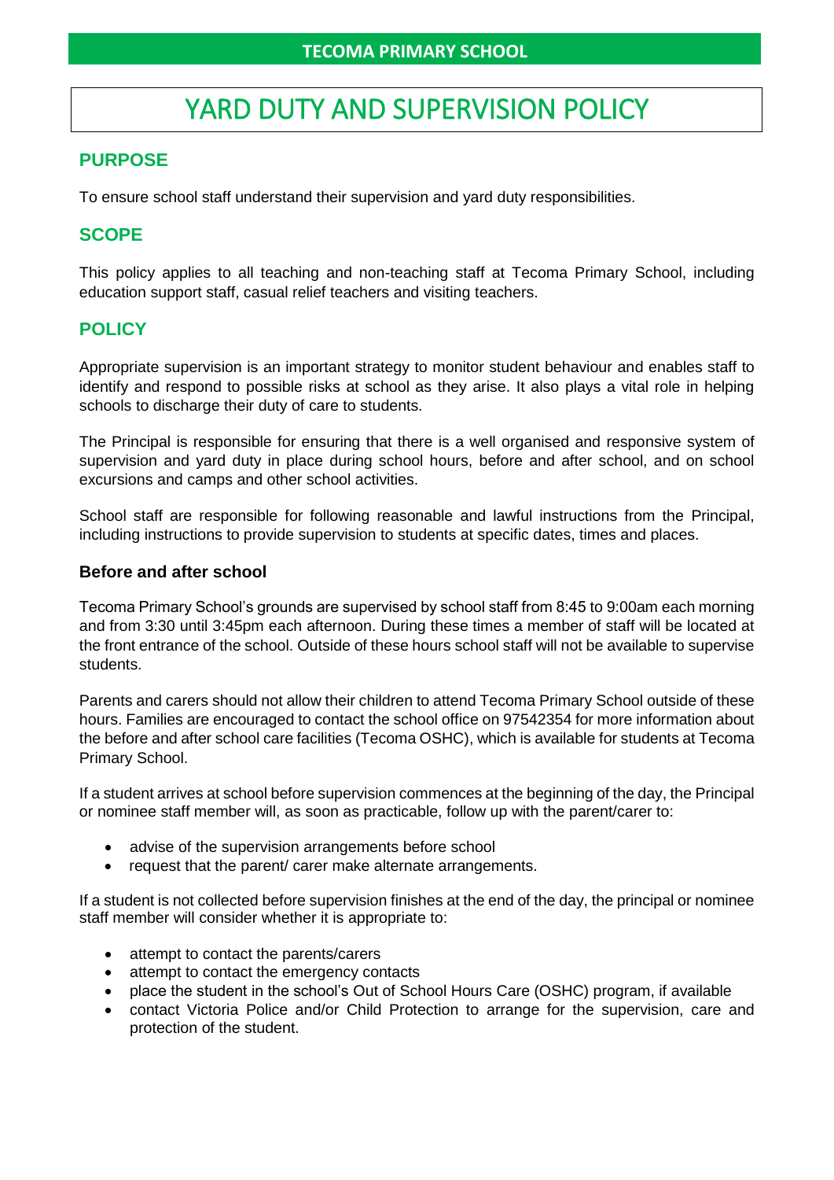**TECOMA PRIMARY SCHOOL**

# YARD DUTY AND SUPERVISION POLICY

## PURPOSE

To ensure school staff understand their supervision and yard duty responsibilities.

## SCOPE

This policy applies to all teaching and non-teaching staff at Tecoma Primary School, including education support staff, casual relief teachers and visiting teachers.

## POLICY

Appropriate supervision is an important strategy to monitor student behaviour and enables staff to identify and respond to possible risks at school as they arise. It also plays a vital role in helping schools to discharge their duty of care to students.

The Principal is responsible for ensuring that there is a well organised and responsive system of supervision and yard duty in place during school hours, before and after school, and on school excursions and camps and other school activities.

School staff are responsible for following reasonable and lawful instructions from the Principal, including instructions to provide supervision to students at specific dates, times and places.

### Before and after school

Tecoma Primary School's grounds are supervised by school staff from 8:45 to 9:00am each morning and from 3:30 until 3:45pm each afternoon. During these times a member of staff will be located at the front entrance of the school. Outside of these hours school staff will not be available to supervise students.

Parents and carers should not allow their children to attend Tecoma Primary School outside of these hours. Families are encouraged to contact the school office on 97542354 for more information about the before and after school care facilities (Tecoma OSHC), which is available for students at Tecoma Primary School.

If a student arrives at school before supervision commences at the beginning of the day, the Principal or nominee staff member will, as soon as practicable, follow up with the parent/carer to:

- advise of the supervision arrangements before school
- request that the parent/ carer make alternate arrangements.

If a student is not collected before supervision finishes at the end of the day, the principal or nominee staff member will consider whether it is appropriate to:

- attempt to contact the parents/carers
- attempt to contact the emergency contacts
- place the student in the school's Out of School Hours Care (OSHC) program, if available
- contact Victoria Police and/or Child Protection to arrange for the supervision, care and protection of the student.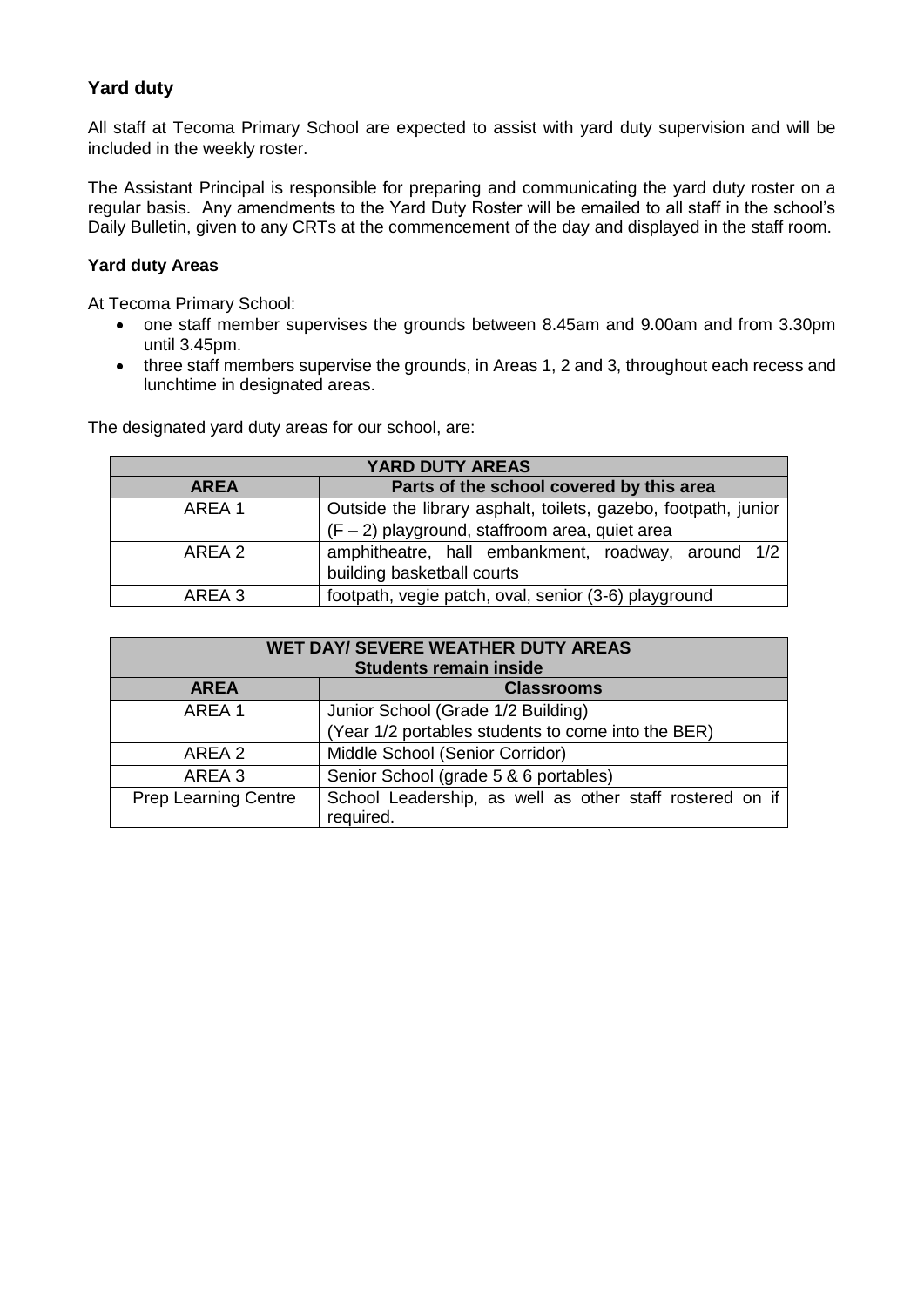## Yard duty

All staff at Tecoma Primary School are expected to assist with yard duty supervision and will be included in the weekly roster.

The Assistant Principal is responsible for preparing and communicating the yard duty roster on a regular basis. Any amendments to the Yard Duty Roster will be emailed to all staff in the school's Daily Bulletin, given to any CRTs at the commencement of the day and displayed in the staff room.

### Yard duty Areas

At Tecoma Primary School:

- one staff member supervises the grounds between 8.45am and 9.00am and from 3.30pm until 3.45pm.
- three staff members supervise the grounds, in Areas 1, 2 and 3, throughout each recess and lunchtime in designated areas.

The designated yard duty areas for our school, are:

| YARD DUTY AREAS | |
|---|---|
| **AREA** | **Parts of the school covered by this area** |
| AREA 1 | Outside the library asphalt, toilets, gazebo, footpath, junior (F – 2) playground, staffroom area, quiet area |
| AREA 2 | amphitheatre, hall embankment, roadway, around 1/2 building basketball courts |
| AREA 3 | footpath, vegie patch, oval, senior (3-6) playground |

| WET DAY/ SEVERE WEATHER DUTY AREAS Students remain inside | |
|---|---|
| **AREA** | **Classrooms** |
| AREA 1 | Junior School (Grade 1/2 Building) (Year 1/2 portables students to come into the BER) |
| AREA 2 | Middle School (Senior Corridor) |
| AREA 3 | Senior School (grade 5 & 6 portables) |
| Prep Learning Centre | School Leadership, as well as other staff rostered on if required. |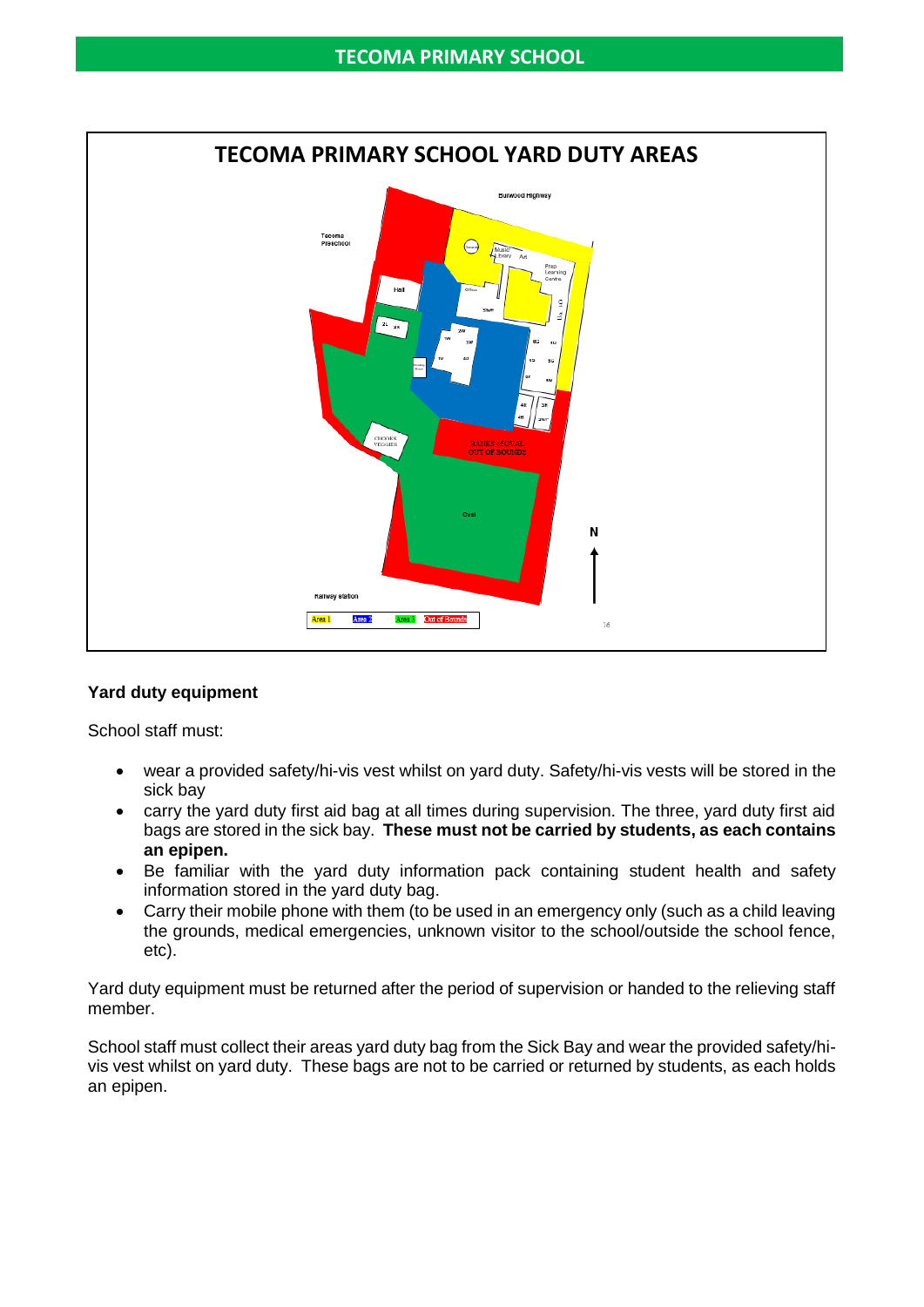## TECOMA PRIMARY SCHOOL YARD DUTY AREAS

### Yard duty equipment

School staff must:

- wear a provided safety/hi-vis vest whilst on yard duty. Safety/hi-vis vests will be stored in the sick bay
- carry the yard duty first aid bag at all times during supervision. The three, yard duty first aid bags are stored in the sick bay. **These must not be carried by students, as each contains an epipen.**
- Be familiar with the yard duty information pack containing student health and safety information stored in the yard duty bag.
- Carry their mobile phone with them (to be used in an emergency only (such as a child leaving the grounds, medical emergencies, unknown visitor to the school/outside the school fence, etc).

Yard duty equipment must be returned after the period of supervision or handed to the relieving staff member.

School staff must collect their areas yard duty bag from the Sick Bay and wear the provided safety/hi-vis vest whilst on yard duty. These bags are not to be carried or returned by students, as each holds an epipen.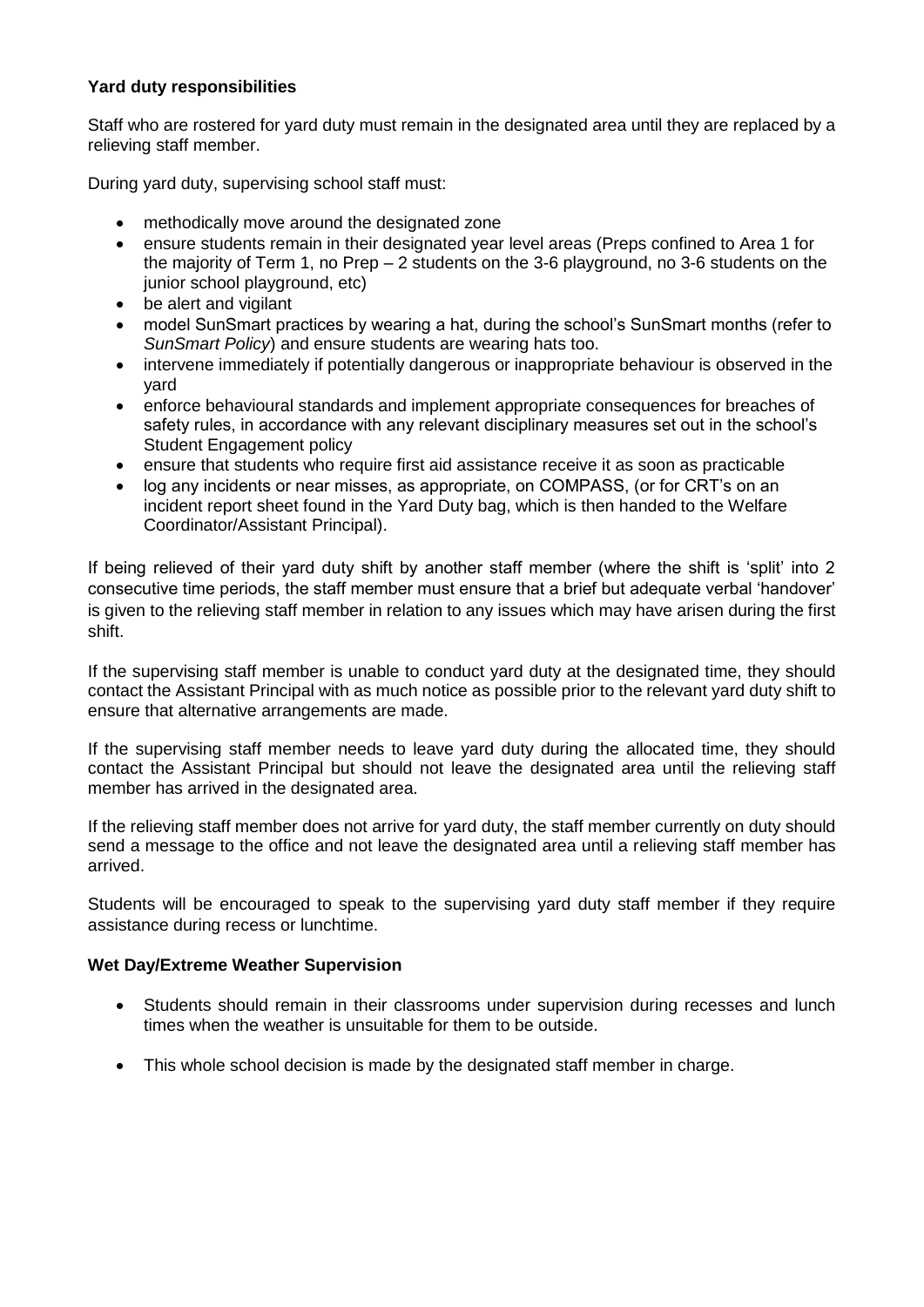**Yard duty responsibilities**

Staff who are rostered for yard duty must remain in the designated area until they are replaced by a relieving staff member.

During yard duty, supervising school staff must:

- methodically move around the designated zone
- ensure students remain in their designated year level areas (Preps confined to Area 1 for the majority of Term 1, no Prep – 2 students on the 3-6 playground, no 3-6 students on the junior school playground, etc)
- be alert and vigilant
- model SunSmart practices by wearing a hat, during the school's SunSmart months (refer to *SunSmart Policy*) and ensure students are wearing hats too.
- intervene immediately if potentially dangerous or inappropriate behaviour is observed in the yard
- enforce behavioural standards and implement appropriate consequences for breaches of safety rules, in accordance with any relevant disciplinary measures set out in the school's Student Engagement policy
- ensure that students who require first aid assistance receive it as soon as practicable
- log any incidents or near misses, as appropriate, on COMPASS, (or for CRT's on an incident report sheet found in the Yard Duty bag, which is then handed to the Welfare Coordinator/Assistant Principal).

If being relieved of their yard duty shift by another staff member (where the shift is 'split' into 2 consecutive time periods, the staff member must ensure that a brief but adequate verbal 'handover' is given to the relieving staff member in relation to any issues which may have arisen during the first shift.

If the supervising staff member is unable to conduct yard duty at the designated time, they should contact the Assistant Principal with as much notice as possible prior to the relevant yard duty shift to ensure that alternative arrangements are made.

If the supervising staff member needs to leave yard duty during the allocated time, they should contact the Assistant Principal but should not leave the designated area until the relieving staff member has arrived in the designated area.

If the relieving staff member does not arrive for yard duty, the staff member currently on duty should send a message to the office and not leave the designated area until a relieving staff member has arrived.

Students will be encouraged to speak to the supervising yard duty staff member if they require assistance during recess or lunchtime.

**Wet Day/Extreme Weather Supervision**

- Students should remain in their classrooms under supervision during recesses and lunch times when the weather is unsuitable for them to be outside.
- This whole school decision is made by the designated staff member in charge.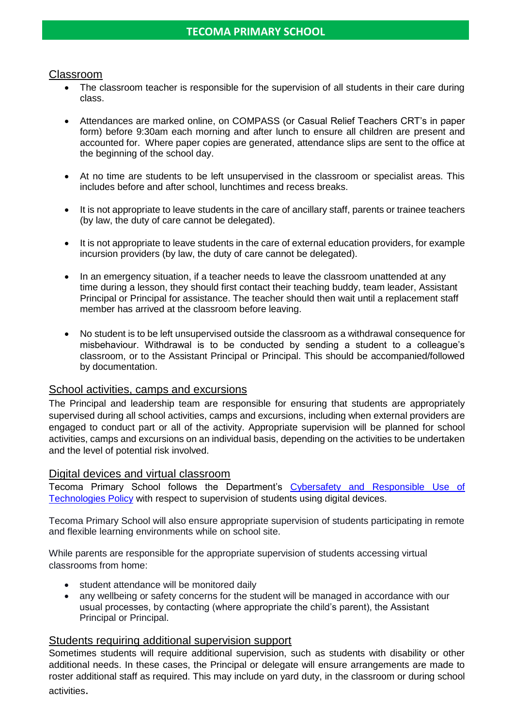## Classroom

- The classroom teacher is responsible for the supervision of all students in their care during class.
- Attendances are marked online, on COMPASS (or Casual Relief Teachers CRT's in paper form) before 9:30am each morning and after lunch to ensure all children are present and accounted for. Where paper copies are generated, attendance slips are sent to the office at the beginning of the school day.
- At no time are students to be left unsupervised in the classroom or specialist areas. This includes before and after school, lunchtimes and recess breaks.
- It is not appropriate to leave students in the care of ancillary staff, parents or trainee teachers (by law, the duty of care cannot be delegated).
- It is not appropriate to leave students in the care of external education providers, for example incursion providers (by law, the duty of care cannot be delegated).
- In an emergency situation, if a teacher needs to leave the classroom unattended at any time during a lesson, they should first contact their teaching buddy, team leader, Assistant Principal or Principal for assistance. The teacher should then wait until a replacement staff member has arrived at the classroom before leaving.
- No student is to be left unsupervised outside the classroom as a withdrawal consequence for misbehaviour. Withdrawal is to be conducted by sending a student to a colleague's classroom, or to the Assistant Principal or Principal. This should be accompanied/followed by documentation.

## School activities, camps and excursions

The Principal and leadership team are responsible for ensuring that students are appropriately supervised during all school activities, camps and excursions, including when external providers are engaged to conduct part or all of the activity. Appropriate supervision will be planned for school activities, camps and excursions on an individual basis, depending on the activities to be undertaken and the level of potential risk involved.

## Digital devices and virtual classroom

Tecoma Primary School follows the Department's [Cybersafety and Responsible Use of Technologies Policy]() with respect to supervision of students using digital devices.

Tecoma Primary School will also ensure appropriate supervision of students participating in remote and flexible learning environments while on school site.

While parents are responsible for the appropriate supervision of students accessing virtual classrooms from home:

- student attendance will be monitored daily
- any wellbeing or safety concerns for the student will be managed in accordance with our usual processes, by contacting (where appropriate the child's parent), the Assistant Principal or Principal.

## Students requiring additional supervision support

Sometimes students will require additional supervision, such as students with disability or other additional needs. In these cases, the Principal or delegate will ensure arrangements are made to roster additional staff as required. This may include on yard duty, in the classroom or during school activities.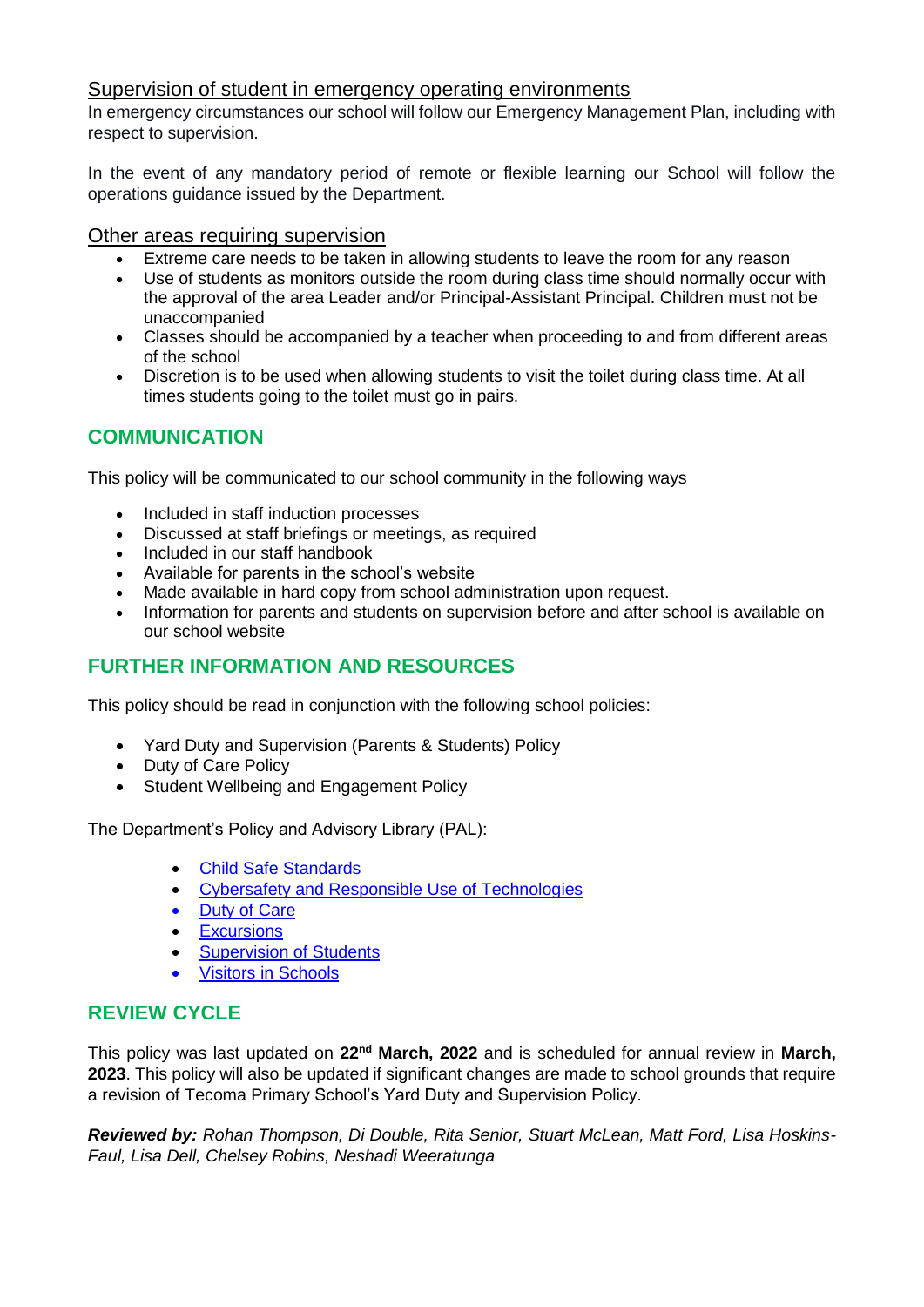Supervision of student in emergency operating environments

In emergency circumstances our school will follow our Emergency Management Plan, including with respect to supervision.

In the event of any mandatory period of remote or flexible learning our School will follow the operations guidance issued by the Department.

Other areas requiring supervision

- Extreme care needs to be taken in allowing students to leave the room for any reason
- Use of students as monitors outside the room during class time should normally occur with the approval of the area Leader and/or Principal-Assistant Principal. Children must not be unaccompanied
- Classes should be accompanied by a teacher when proceeding to and from different areas of the school
- Discretion is to be used when allowing students to visit the toilet during class time. At all times students going to the toilet must go in pairs.

## COMMUNICATION

This policy will be communicated to our school community in the following ways

- Included in staff induction processes
- Discussed at staff briefings or meetings, as required
- Included in our staff handbook
- Available for parents in the school's website
- Made available in hard copy from school administration upon request.
- Information for parents and students on supervision before and after school is available on our school website

## FURTHER INFORMATION AND RESOURCES

This policy should be read in conjunction with the following school policies:

- Yard Duty and Supervision (Parents & Students) Policy
- Duty of Care Policy
- Student Wellbeing and Engagement Policy

The Department's Policy and Advisory Library (PAL):

- Child Safe Standards
- Cybersafety and Responsible Use of Technologies
- Duty of Care
- Excursions
- Supervision of Students
- Visitors in Schools

## REVIEW CYCLE

This policy was last updated on **22nd March, 2022** and is scheduled for annual review in **March, 2023**. This policy will also be updated if significant changes are made to school grounds that require a revision of Tecoma Primary School's Yard Duty and Supervision Policy.

***Reviewed by:*** *Rohan Thompson, Di Double, Rita Senior, Stuart McLean, Matt Ford, Lisa Hoskins-Faul, Lisa Dell, Chelsey Robins, Neshadi Weeratunga*